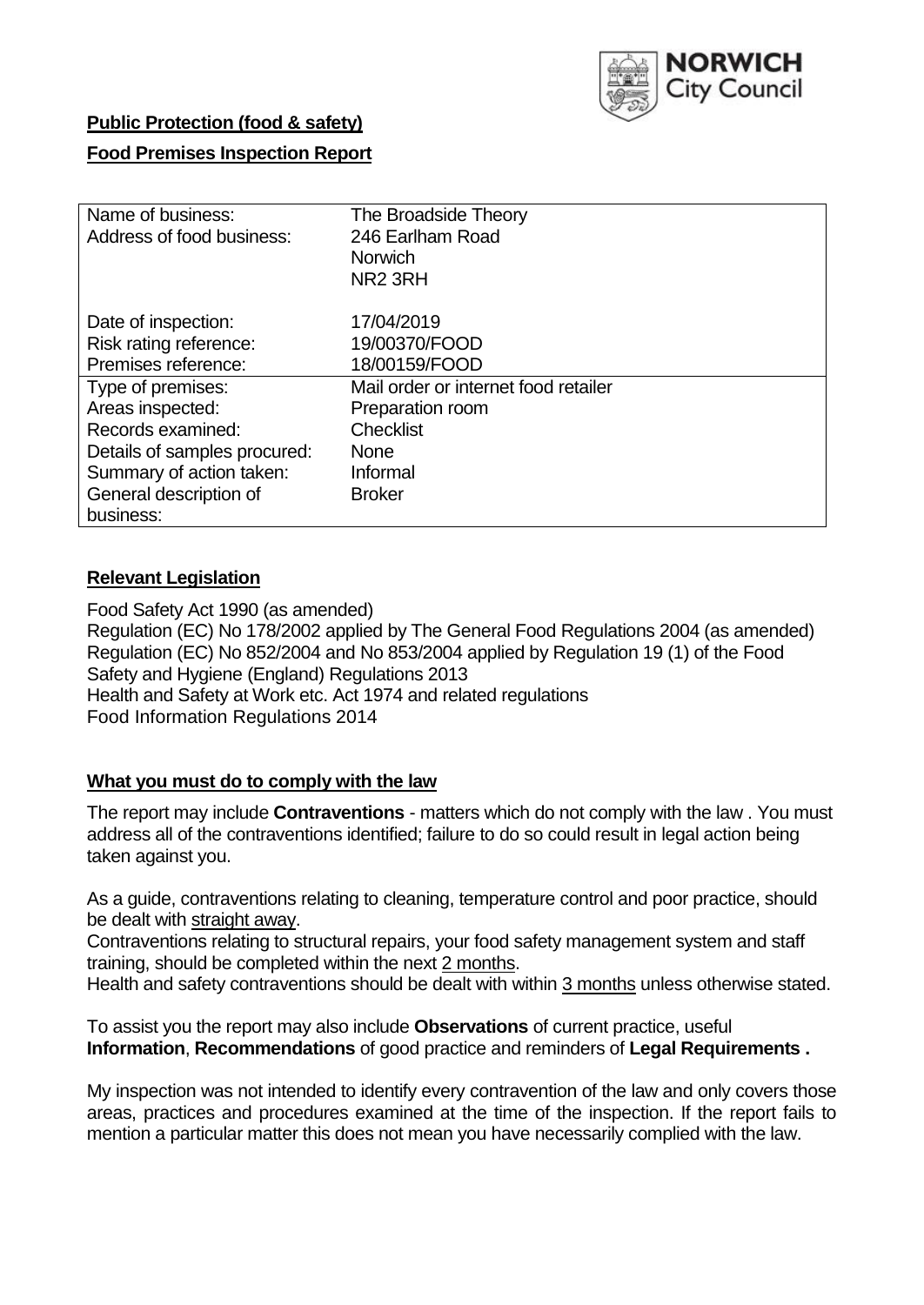**Public Protection (food & safety)**

**Food Premises Inspection Report**

| | |
|---|---|
| Name of business: | The Broadside Theory |
| Address of food business: | 246 Earlham Road<br>Norwich<br>NR2 3RH |
| Date of inspection: | 17/04/2019 |
| Risk rating reference: | 19/00370/FOOD |
| Premises reference: | 18/00159/FOOD |
| Type of premises: | Mail order or internet food retailer |
| Areas inspected: | Preparation room |
| Records examined: | Checklist |
| Details of samples procured: | None |
| Summary of action taken: | Informal |
| General description of business: | Broker |

## **Relevant Legislation**

Food Safety Act 1990 (as amended)
Regulation (EC) No 178/2002 applied by The General Food Regulations 2004 (as amended)
Regulation (EC) No 852/2004 and No 853/2004 applied by Regulation 19 (1) of the Food Safety and Hygiene (England) Regulations 2013
Health and Safety at Work etc. Act 1974 and related regulations
Food Information Regulations 2014

## **What you must do to comply with the law**

The report may include **Contraventions** - matters which do not comply with the law . You must address all of the contraventions identified; failure to do so could result in legal action being taken against you.

As a guide, contraventions relating to cleaning, temperature control and poor practice, should be dealt with straight away.

Contraventions relating to structural repairs, your food safety management system and staff training, should be completed within the next 2 months.

Health and safety contraventions should be dealt with within 3 months unless otherwise stated.

To assist you the report may also include **Observations** of current practice, useful **Information**, **Recommendations** of good practice and reminders of **Legal Requirements .**

My inspection was not intended to identify every contravention of the law and only covers those areas, practices and procedures examined at the time of the inspection. If the report fails to mention a particular matter this does not mean you have necessarily complied with the law.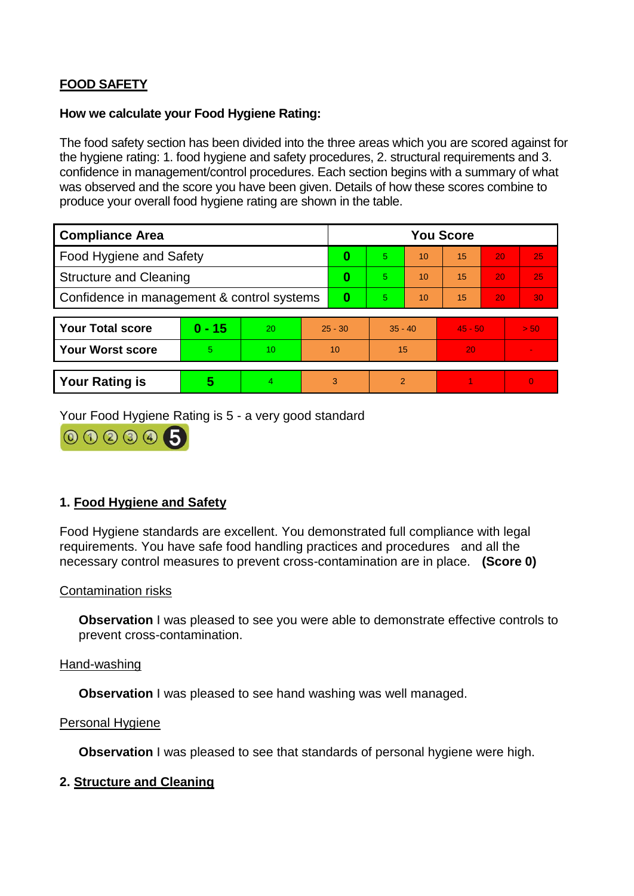**FOOD SAFETY**

**How we calculate your Food Hygiene Rating:**

The food safety section has been divided into the three areas which you are scored against for the hygiene rating: 1. food hygiene and safety procedures, 2. structural requirements and 3. confidence in management/control procedures. Each section begins with a summary of what was observed and the score you have been given. Details of how these scores combine to produce your overall food hygiene rating are shown in the table.

| Compliance Area | You Score | | | | | |
|---|---|---|---|---|---|---|
| Food Hygiene and Safety | **0** | 5 | 10 | 15 | 20 | 25 |
| Structure and Cleaning | **0** | 5 | 10 | 15 | 20 | 25 |
| Confidence in management & control systems | **0** | 5 | 10 | 15 | 20 | 30 |

| | | | | | | |
|---|---|---|---|---|---|---|
| **Your Total score** | **0 - 15** | 20 | 25 - 30 | 35 - 40 | 45 - 50 | > 50 |
| **Your Worst score** | 5 | 10 | 10 | 15 | 20 | - |

| | | | | | | |
|---|---|---|---|---|---|---|
| **Your Rating is** | **5** | 4 | 3 | 2 | 1 | 0 |

Your Food Hygiene Rating is 5 - a very good standard

## 1. Food Hygiene and Safety

Food Hygiene standards are excellent. You demonstrated full compliance with legal requirements. You have safe food handling practices and procedures and all the necessary control measures to prevent cross-contamination are in place. **(Score 0)**

Contamination risks

**Observation** I was pleased to see you were able to demonstrate effective controls to prevent cross-contamination.

Hand-washing

**Observation** I was pleased to see hand washing was well managed.

Personal Hygiene

**Observation** I was pleased to see that standards of personal hygiene were high.

## 2. Structure and Cleaning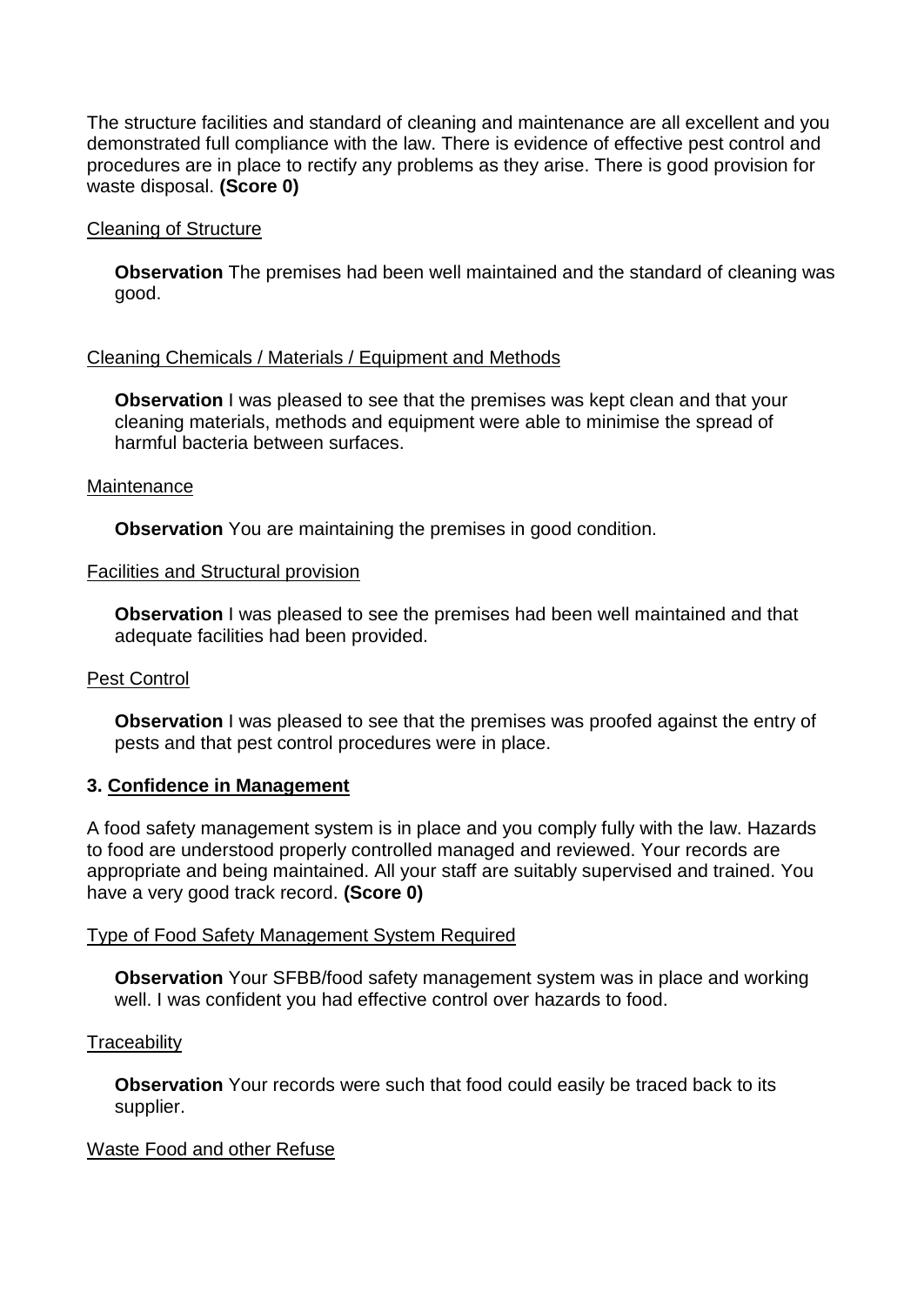The structure facilities and standard of cleaning and maintenance are all excellent and you demonstrated full compliance with the law. There is evidence of effective pest control and procedures are in place to rectify any problems as they arise. There is good provision for waste disposal. **(Score 0)**

Cleaning of Structure

> **Observation** The premises had been well maintained and the standard of cleaning was good.

Cleaning Chemicals / Materials / Equipment and Methods

> **Observation** I was pleased to see that the premises was kept clean and that your cleaning materials, methods and equipment were able to minimise the spread of harmful bacteria between surfaces.

Maintenance

> **Observation** You are maintaining the premises in good condition.

Facilities and Structural provision

> **Observation** I was pleased to see the premises had been well maintained and that adequate facilities had been provided.

Pest Control

> **Observation** I was pleased to see that the premises was proofed against the entry of pests and that pest control procedures were in place.

### 3. Confidence in Management

A food safety management system is in place and you comply fully with the law. Hazards to food are understood properly controlled managed and reviewed. Your records are appropriate and being maintained. All your staff are suitably supervised and trained. You have a very good track record. **(Score 0)**

Type of Food Safety Management System Required

> **Observation** Your SFBB/food safety management system was in place and working well. I was confident you had effective control over hazards to food.

Traceability

> **Observation** Your records were such that food could easily be traced back to its supplier.

Waste Food and other Refuse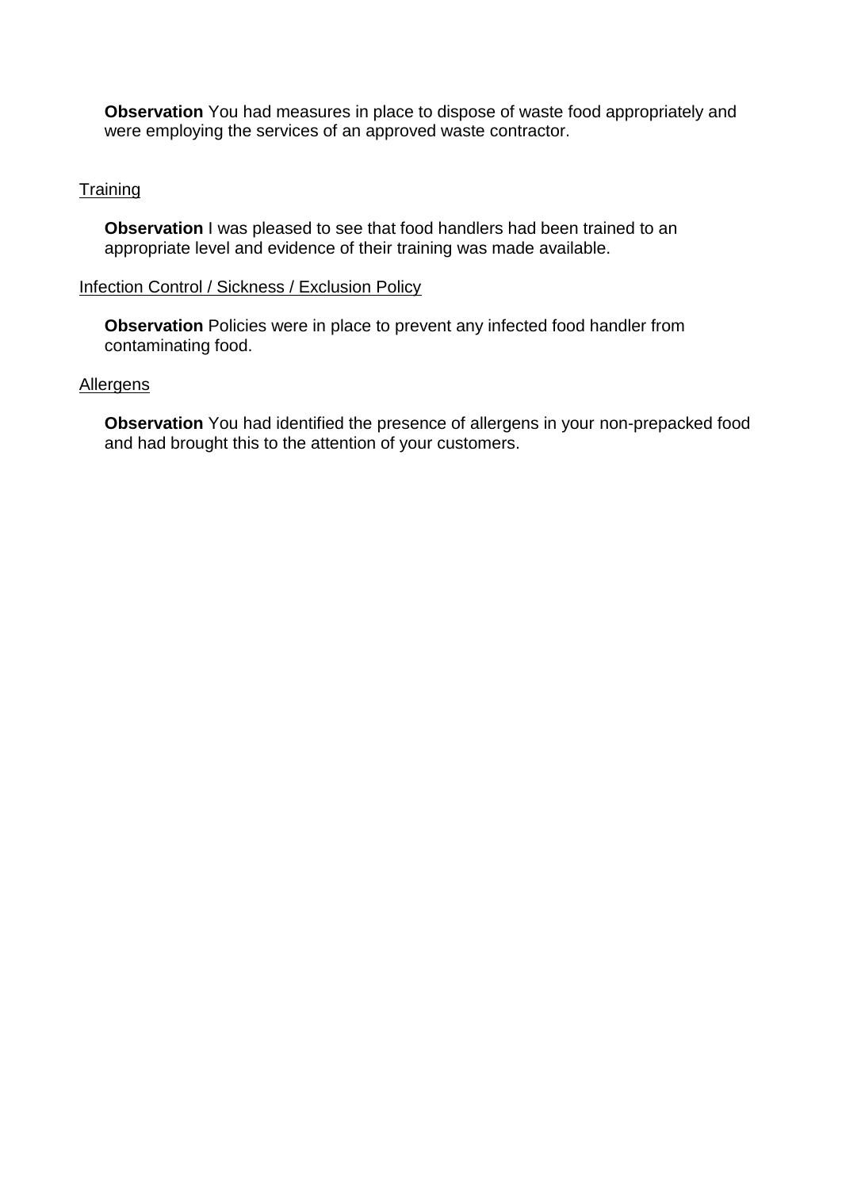**Observation** You had measures in place to dispose of waste food appropriately and were employing the services of an approved waste contractor.

Training

**Observation** I was pleased to see that food handlers had been trained to an appropriate level and evidence of their training was made available.

Infection Control / Sickness / Exclusion Policy

**Observation** Policies were in place to prevent any infected food handler from contaminating food.

Allergens

**Observation** You had identified the presence of allergens in your non-prepacked food and had brought this to the attention of your customers.